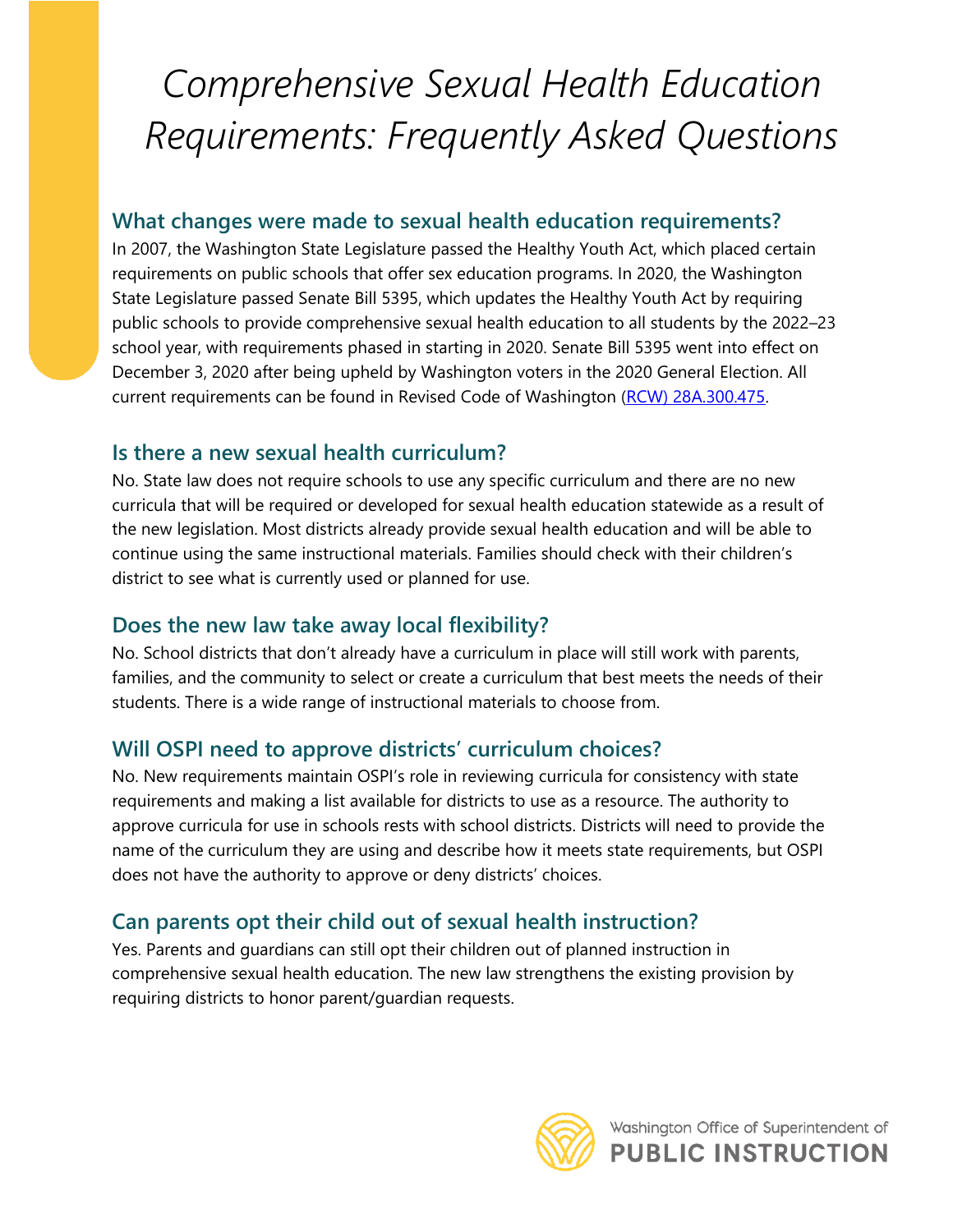# *Comprehensive Sexual Health Education Requirements: Frequently Asked Questions*

## What changes were made to sexual health education requirements?

In 2007, the Washington State Legislature passed the Healthy Youth Act, which placed certain requirements on public schools that offer sex education programs. In 2020, the Washington State Legislature passed Senate Bill 5395, which updates the Healthy Youth Act by requiring public schools to provide comprehensive sexual health education to all students by the 2022–23 school year, with requirements phased in starting in 2020. Senate Bill 5395 went into effect on December 3, 2020 after being upheld by Washington voters in the 2020 General Election. All current requirements can be found in Revised Code of Washington [(RCW) 28A.300.475](#).

## Is there a new sexual health curriculum?

No. State law does not require schools to use any specific curriculum and there are no new curricula that will be required or developed for sexual health education statewide as a result of the new legislation. Most districts already provide sexual health education and will be able to continue using the same instructional materials. Families should check with their children's district to see what is currently used or planned for use.

## Does the new law take away local flexibility?

No. School districts that don't already have a curriculum in place will still work with parents, families, and the community to select or create a curriculum that best meets the needs of their students. There is a wide range of instructional materials to choose from.

## Will OSPI need to approve districts' curriculum choices?

No. New requirements maintain OSPI's role in reviewing curricula for consistency with state requirements and making a list available for districts to use as a resource. The authority to approve curricula for use in schools rests with school districts. Districts will need to provide the name of the curriculum they are using and describe how it meets state requirements, but OSPI does not have the authority to approve or deny districts' choices.

## Can parents opt their child out of sexual health instruction?

Yes. Parents and guardians can still opt their children out of planned instruction in comprehensive sexual health education. The new law strengthens the existing provision by requiring districts to honor parent/guardian requests.

Washington Office of Superintendent of
**PUBLIC INSTRUCTION**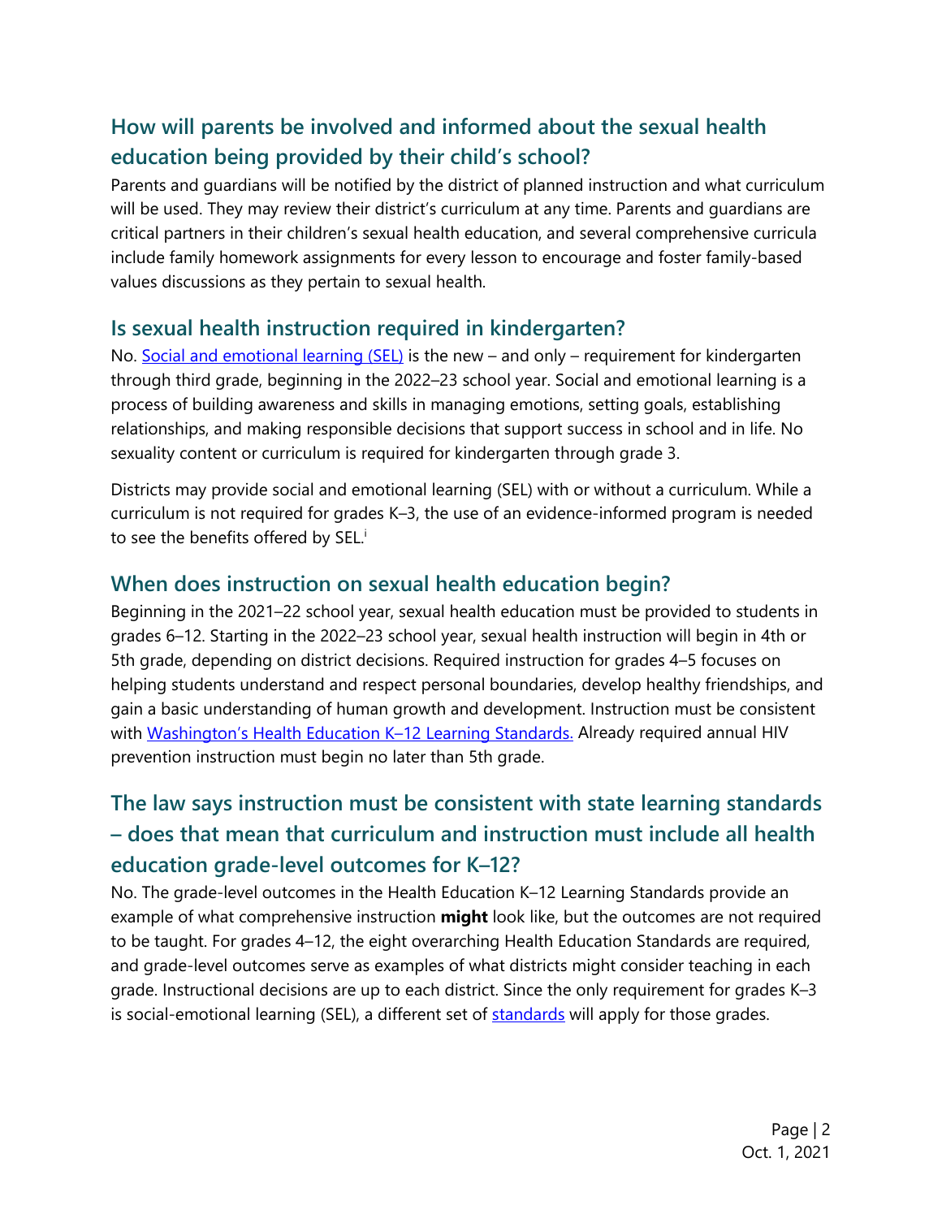## How will parents be involved and informed about the sexual health education being provided by their child's school?

Parents and guardians will be notified by the district of planned instruction and what curriculum will be used. They may review their district's curriculum at any time. Parents and guardians are critical partners in their children's sexual health education, and several comprehensive curricula include family homework assignments for every lesson to encourage and foster family-based values discussions as they pertain to sexual health.

## Is sexual health instruction required in kindergarten?

No. Social and emotional learning (SEL) is the new – and only – requirement for kindergarten through third grade, beginning in the 2022–23 school year. Social and emotional learning is a process of building awareness and skills in managing emotions, setting goals, establishing relationships, and making responsible decisions that support success in school and in life. No sexuality content or curriculum is required for kindergarten through grade 3.

Districts may provide social and emotional learning (SEL) with or without a curriculum. While a curriculum is not required for grades K–3, the use of an evidence-informed program is needed to see the benefits offered by SEL.[i]

## When does instruction on sexual health education begin?

Beginning in the 2021–22 school year, sexual health education must be provided to students in grades 6–12. Starting in the 2022–23 school year, sexual health instruction will begin in 4th or 5th grade, depending on district decisions. Required instruction for grades 4–5 focuses on helping students understand and respect personal boundaries, develop healthy friendships, and gain a basic understanding of human growth and development. Instruction must be consistent with Washington's Health Education K–12 Learning Standards. Already required annual HIV prevention instruction must begin no later than 5th grade.

## The law says instruction must be consistent with state learning standards – does that mean that curriculum and instruction must include all health education grade-level outcomes for K–12?

No. The grade-level outcomes in the Health Education K–12 Learning Standards provide an example of what comprehensive instruction **might** look like, but the outcomes are not required to be taught. For grades 4–12, the eight overarching Health Education Standards are required, and grade-level outcomes serve as examples of what districts might consider teaching in each grade. Instructional decisions are up to each district. Since the only requirement for grades K–3 is social-emotional learning (SEL), a different set of standards will apply for those grades.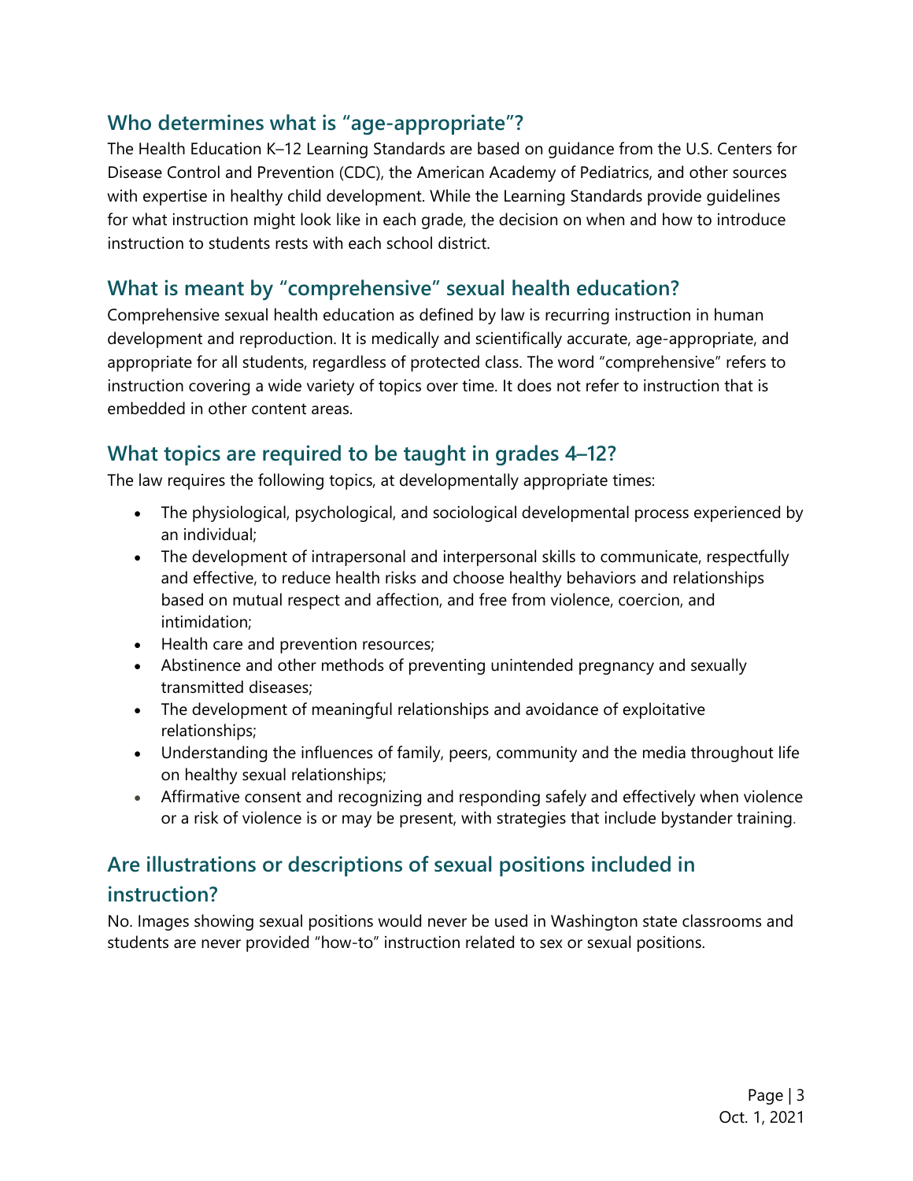## Who determines what is "age-appropriate"?

The Health Education K–12 Learning Standards are based on guidance from the U.S. Centers for Disease Control and Prevention (CDC), the American Academy of Pediatrics, and other sources with expertise in healthy child development. While the Learning Standards provide guidelines for what instruction might look like in each grade, the decision on when and how to introduce instruction to students rests with each school district.

## What is meant by "comprehensive" sexual health education?

Comprehensive sexual health education as defined by law is recurring instruction in human development and reproduction. It is medically and scientifically accurate, age-appropriate, and appropriate for all students, regardless of protected class. The word "comprehensive" refers to instruction covering a wide variety of topics over time. It does not refer to instruction that is embedded in other content areas.

## What topics are required to be taught in grades 4–12?

The law requires the following topics, at developmentally appropriate times:

- The physiological, psychological, and sociological developmental process experienced by an individual;
- The development of intrapersonal and interpersonal skills to communicate, respectfully and effective, to reduce health risks and choose healthy behaviors and relationships based on mutual respect and affection, and free from violence, coercion, and intimidation;
- Health care and prevention resources;
- Abstinence and other methods of preventing unintended pregnancy and sexually transmitted diseases;
- The development of meaningful relationships and avoidance of exploitative relationships;
- Understanding the influences of family, peers, community and the media throughout life on healthy sexual relationships;
- Affirmative consent and recognizing and responding safely and effectively when violence or a risk of violence is or may be present, with strategies that include bystander training.

## Are illustrations or descriptions of sexual positions included in instruction?

No. Images showing sexual positions would never be used in Washington state classrooms and students are never provided "how-to" instruction related to sex or sexual positions.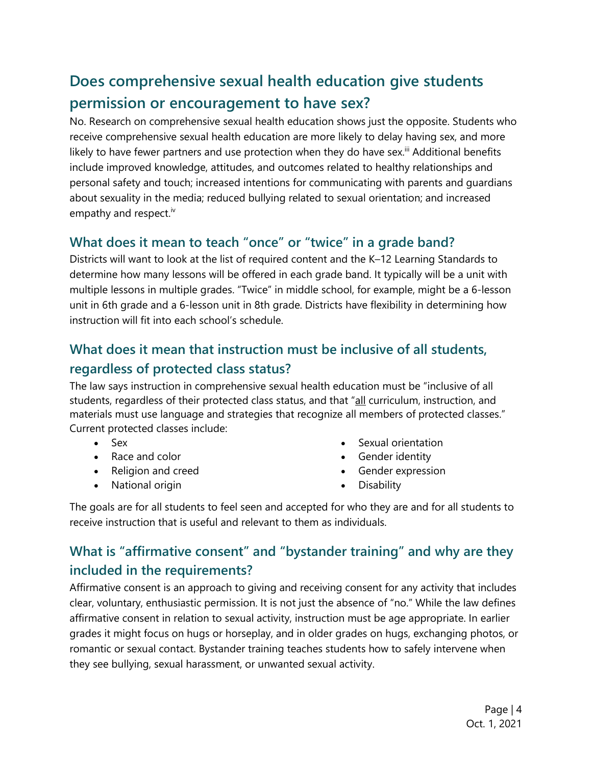## Does comprehensive sexual health education give students permission or encouragement to have sex?

No. Research on comprehensive sexual health education shows just the opposite. Students who receive comprehensive sexual health education are more likely to delay having sex, and more likely to have fewer partners and use protection when they do have sex.[iii] Additional benefits include improved knowledge, attitudes, and outcomes related to healthy relationships and personal safety and touch; increased intentions for communicating with parents and guardians about sexuality in the media; reduced bullying related to sexual orientation; and increased empathy and respect.[iv]

### What does it mean to teach "once" or "twice" in a grade band?

Districts will want to look at the list of required content and the K–12 Learning Standards to determine how many lessons will be offered in each grade band. It typically will be a unit with multiple lessons in multiple grades. "Twice" in middle school, for example, might be a 6-lesson unit in 6th grade and a 6-lesson unit in 8th grade. Districts have flexibility in determining how instruction will fit into each school's schedule.

### What does it mean that instruction must be inclusive of all students, regardless of protected class status?

The law says instruction in comprehensive sexual health education must be "inclusive of all students, regardless of their protected class status, and that "all curriculum, instruction, and materials must use language and strategies that recognize all members of protected classes." Current protected classes include:

- Sex
- Race and color
- Religion and creed
- National origin
- Sexual orientation
- Gender identity
- Gender expression
- Disability

The goals are for all students to feel seen and accepted for who they are and for all students to receive instruction that is useful and relevant to them as individuals.

### What is "affirmative consent" and "bystander training" and why are they included in the requirements?

Affirmative consent is an approach to giving and receiving consent for any activity that includes clear, voluntary, enthusiastic permission. It is not just the absence of "no." While the law defines affirmative consent in relation to sexual activity, instruction must be age appropriate. In earlier grades it might focus on hugs or horseplay, and in older grades on hugs, exchanging photos, or romantic or sexual contact. Bystander training teaches students how to safely intervene when they see bullying, sexual harassment, or unwanted sexual activity.

Oct. 1, 2021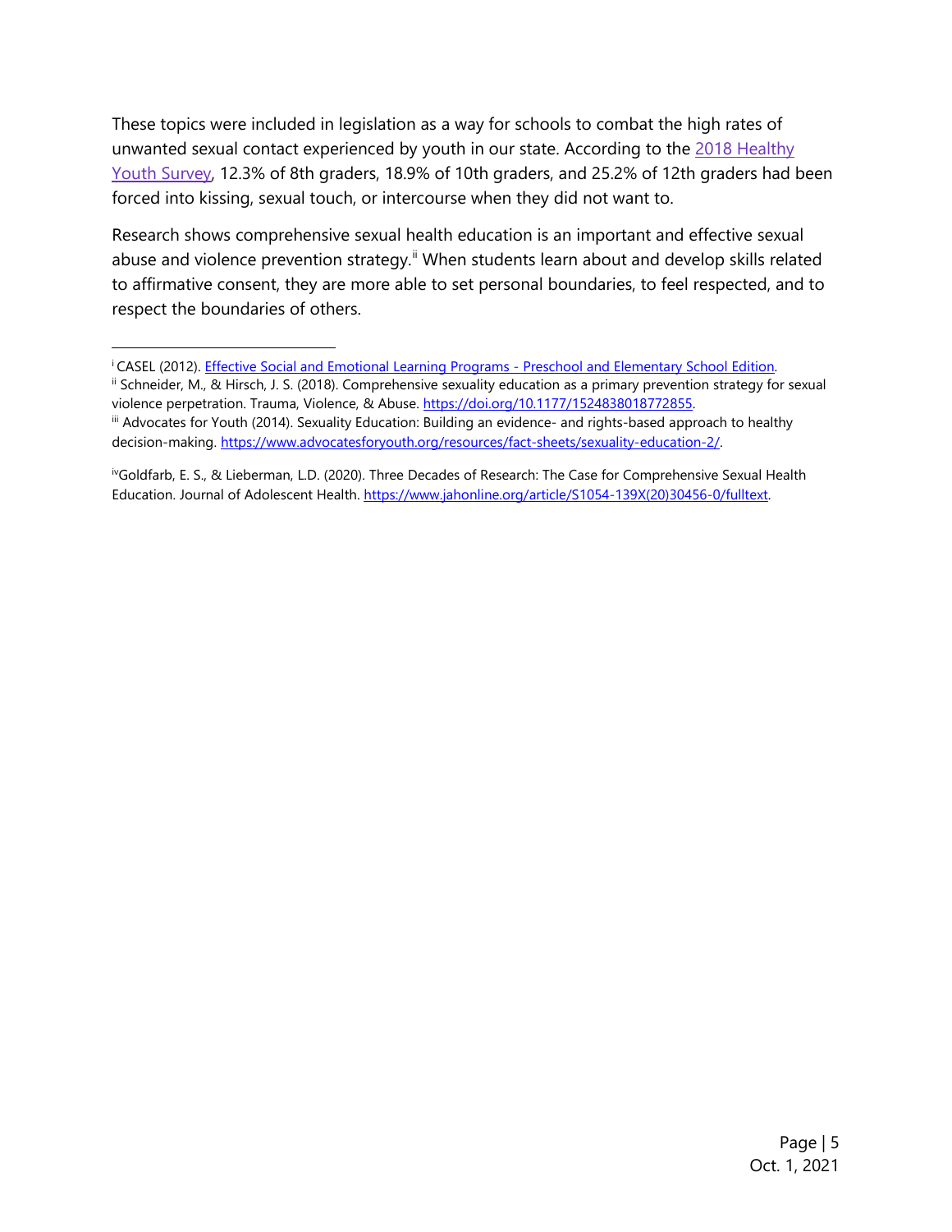These topics were included in legislation as a way for schools to combat the high rates of unwanted sexual contact experienced by youth in our state. According to the [2018 Healthy Youth Survey](), 12.3% of 8th graders, 18.9% of 10th graders, and 25.2% of 12th graders had been forced into kissing, sexual touch, or intercourse when they did not want to.

Research shows comprehensive sexual health education is an important and effective sexual abuse and violence prevention strategy.[ii] When students learn about and develop skills related to affirmative consent, they are more able to set personal boundaries, to feel respected, and to respect the boundaries of others.

---

[i] CASEL (2012). Effective Social and Emotional Learning Programs - Preschool and Elementary School Edition.

[ii] Schneider, M., & Hirsch, J. S. (2018). Comprehensive sexuality education as a primary prevention strategy for sexual violence perpetration. Trauma, Violence, & Abuse. https://doi.org/10.1177/1524838018772855.

[iii] Advocates for Youth (2014). Sexuality Education: Building an evidence- and rights-based approach to healthy decision-making. https://www.advocatesforyouth.org/resources/fact-sheets/sexuality-education-2/.

[iv] Goldfarb, E. S., & Lieberman, L.D. (2020). Three Decades of Research: The Case for Comprehensive Sexual Health Education. Journal of Adolescent Health. https://www.jahonline.org/article/S1054-139X(20)30456-0/fulltext.